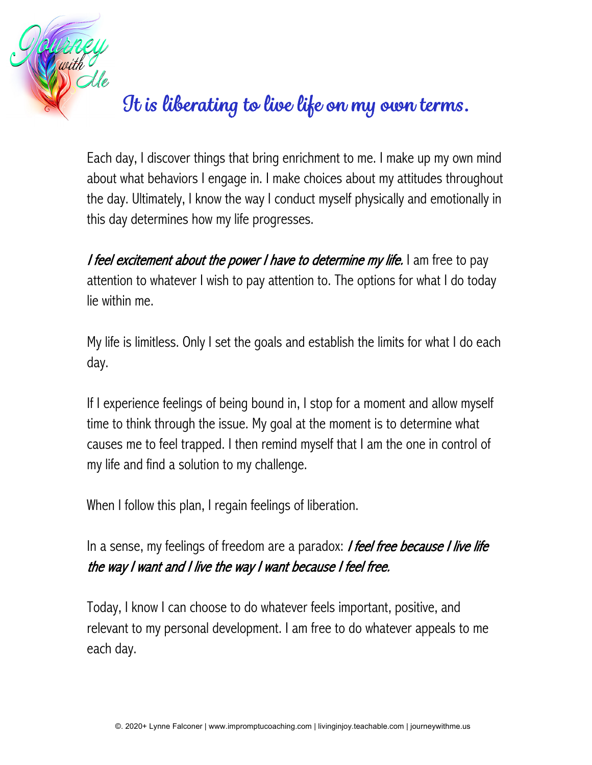# It is liberating to live life on my own terms.

Each day, I discover things that bring enrichment to me. I make up my own mind about what behaviors I engage in. I make choices about my attitudes throughout the day. Ultimately, I know the way I conduct myself physically and emotionally in this day determines how my life progresses.

***I feel excitement about the power I have to determine my life.*** I am free to pay attention to whatever I wish to pay attention to. The options for what I do today lie within me.

My life is limitless. Only I set the goals and establish the limits for what I do each day.

If I experience feelings of being bound in, I stop for a moment and allow myself time to think through the issue. My goal at the moment is to determine what causes me to feel trapped. I then remind myself that I am the one in control of my life and find a solution to my challenge.

When I follow this plan, I regain feelings of liberation.

In a sense, my feelings of freedom are a paradox: ***I feel free because I live life the way I want and I live the way I want because I feel free.***

Today, I know I can choose to do whatever feels important, positive, and relevant to my personal development. I am free to do whatever appeals to me each day.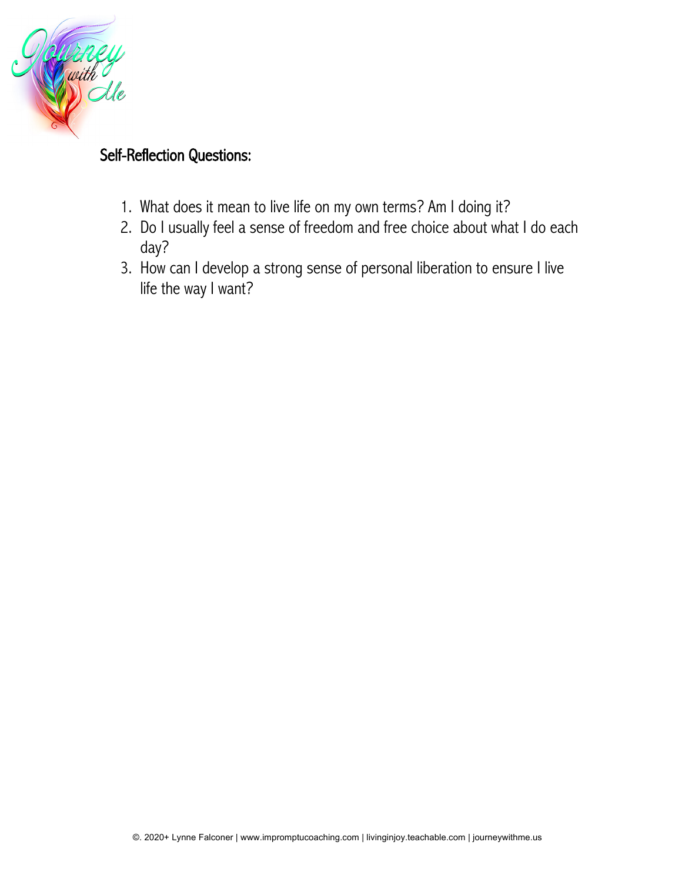## Self-Reflection Questions:

1. What does it mean to live life on my own terms? Am I doing it?
2. Do I usually feel a sense of freedom and free choice about what I do each day?
3. How can I develop a strong sense of personal liberation to ensure I live life the way I want?